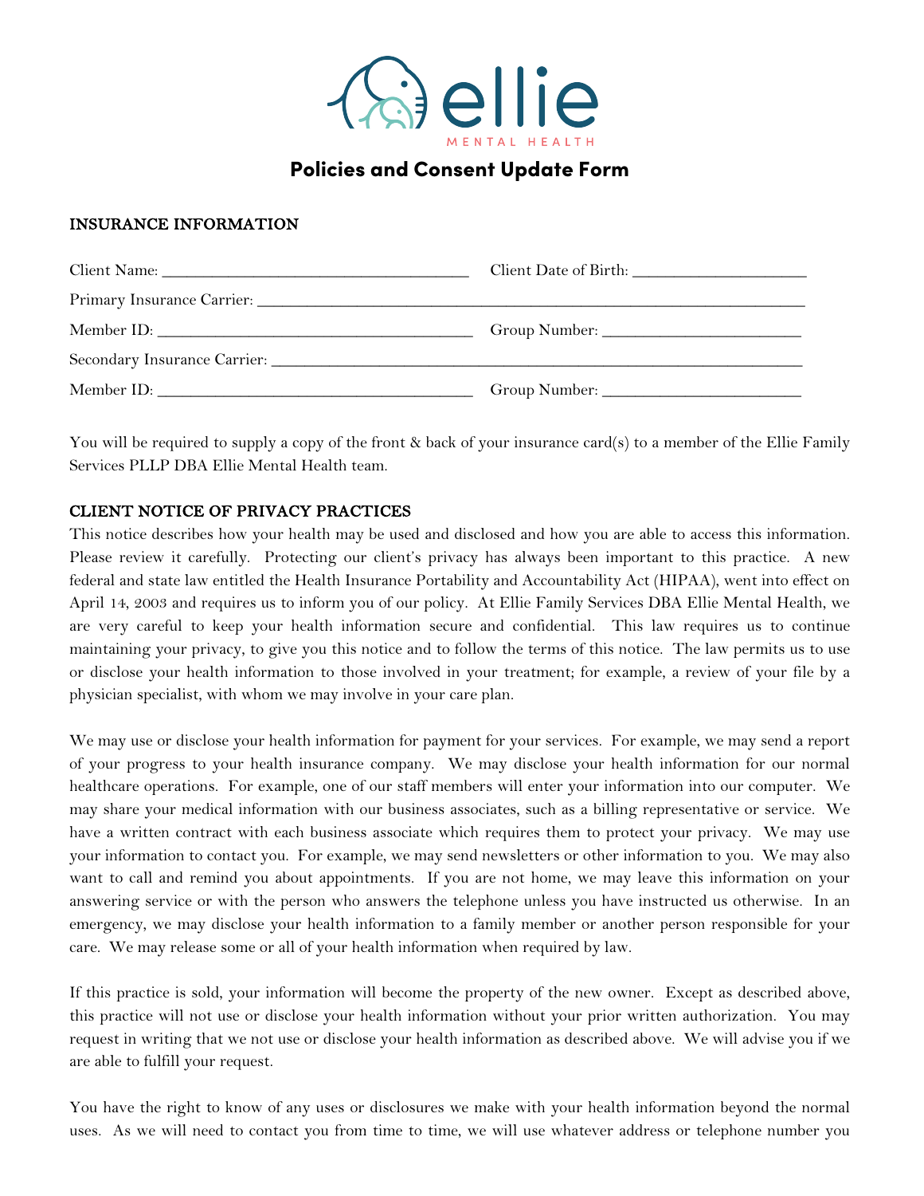# ellie

MENTAL HEALTH

## Policies and Consent Update Form

### INSURANCE INFORMATION

Client Name: ____________________________________ Client Date of Birth: ____________________

Primary Insurance Carrier: _________________________________________________________________

Member ID: _____________________________________ Group Number: _______________________

Secondary Insurance Carrier: _______________________________________________________________

Member ID: _____________________________________ Group Number: _______________________

You will be required to supply a copy of the front & back of your insurance card(s) to a member of the Ellie Family Services PLLP DBA Ellie Mental Health team.

### CLIENT NOTICE OF PRIVACY PRACTICES

This notice describes how your health may be used and disclosed and how you are able to access this information. Please review it carefully. Protecting our client's privacy has always been important to this practice. A new federal and state law entitled the Health Insurance Portability and Accountability Act (HIPAA), went into effect on April 14, 2003 and requires us to inform you of our policy. At Ellie Family Services DBA Ellie Mental Health, we are very careful to keep your health information secure and confidential. This law requires us to continue maintaining your privacy, to give you this notice and to follow the terms of this notice. The law permits us to use or disclose your health information to those involved in your treatment; for example, a review of your file by a physician specialist, with whom we may involve in your care plan.

We may use or disclose your health information for payment for your services. For example, we may send a report of your progress to your health insurance company. We may disclose your health information for our normal healthcare operations. For example, one of our staff members will enter your information into our computer. We may share your medical information with our business associates, such as a billing representative or service. We have a written contract with each business associate which requires them to protect your privacy. We may use your information to contact you. For example, we may send newsletters or other information to you. We may also want to call and remind you about appointments. If you are not home, we may leave this information on your answering service or with the person who answers the telephone unless you have instructed us otherwise. In an emergency, we may disclose your health information to a family member or another person responsible for your care. We may release some or all of your health information when required by law.

If this practice is sold, your information will become the property of the new owner. Except as described above, this practice will not use or disclose your health information without your prior written authorization. You may request in writing that we not use or disclose your health information as described above. We will advise you if we are able to fulfill your request.

You have the right to know of any uses or disclosures we make with your health information beyond the normal uses. As we will need to contact you from time to time, we will use whatever address or telephone number you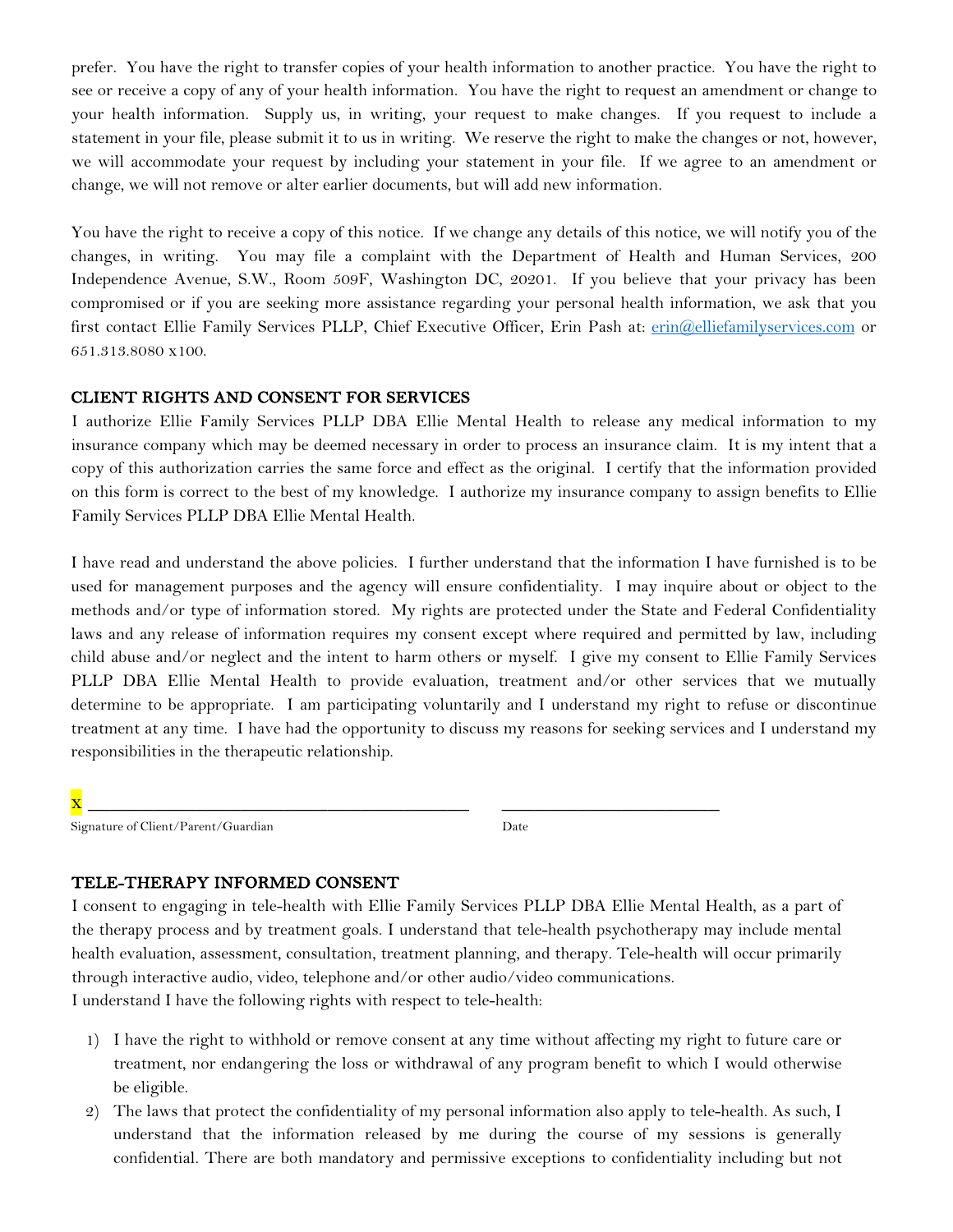prefer. You have the right to transfer copies of your health information to another practice. You have the right to see or receive a copy of any of your health information. You have the right to request an amendment or change to your health information. Supply us, in writing, your request to make changes. If you request to include a statement in your file, please submit it to us in writing. We reserve the right to make the changes or not, however, we will accommodate your request by including your statement in your file. If we agree to an amendment or change, we will not remove or alter earlier documents, but will add new information.

You have the right to receive a copy of this notice. If we change any details of this notice, we will notify you of the changes, in writing. You may file a complaint with the Department of Health and Human Services, 200 Independence Avenue, S.W., Room 509F, Washington DC, 20201. If you believe that your privacy has been compromised or if you are seeking more assistance regarding your personal health information, we ask that you first contact Ellie Family Services PLLP, Chief Executive Officer, Erin Pash at: erin@elliefamilyservices.com or 651.313.8080 x100.

### CLIENT RIGHTS AND CONSENT FOR SERVICES

I authorize Ellie Family Services PLLP DBA Ellie Mental Health to release any medical information to my insurance company which may be deemed necessary in order to process an insurance claim. It is my intent that a copy of this authorization carries the same force and effect as the original. I certify that the information provided on this form is correct to the best of my knowledge. I authorize my insurance company to assign benefits to Ellie Family Services PLLP DBA Ellie Mental Health.

I have read and understand the above policies. I further understand that the information I have furnished is to be used for management purposes and the agency will ensure confidentiality. I may inquire about or object to the methods and/or type of information stored. My rights are protected under the State and Federal Confidentiality laws and any release of information requires my consent except where required and permitted by law, including child abuse and/or neglect and the intent to harm others or myself. I give my consent to Ellie Family Services PLLP DBA Ellie Mental Health to provide evaluation, treatment and/or other services that we mutually determine to be appropriate. I am participating voluntarily and I understand my right to refuse or discontinue treatment at any time. I have had the opportunity to discuss my reasons for seeking services and I understand my responsibilities in the therapeutic relationship.

x ________________________________________ ________________________

Signature of Client/Parent/Guardian Date

### TELE-THERAPY INFORMED CONSENT

I consent to engaging in tele-health with Ellie Family Services PLLP DBA Ellie Mental Health, as a part of the therapy process and by treatment goals. I understand that tele-health psychotherapy may include mental health evaluation, assessment, consultation, treatment planning, and therapy. Tele-health will occur primarily through interactive audio, video, telephone and/or other audio/video communications.
I understand I have the following rights with respect to tele-health:

1) I have the right to withhold or remove consent at any time without affecting my right to future care or treatment, nor endangering the loss or withdrawal of any program benefit to which I would otherwise be eligible.
2) The laws that protect the confidentiality of my personal information also apply to tele-health. As such, I understand that the information released by me during the course of my sessions is generally confidential. There are both mandatory and permissive exceptions to confidentiality including but not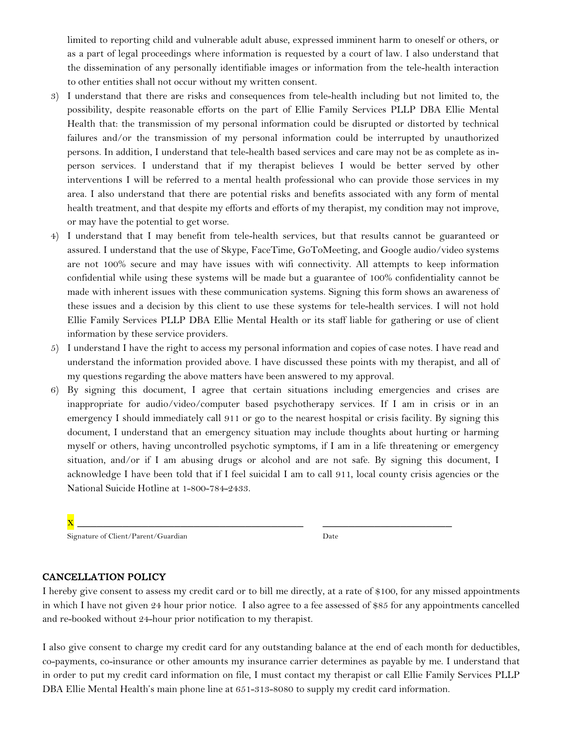limited to reporting child and vulnerable adult abuse, expressed imminent harm to oneself or others, or as a part of legal proceedings where information is requested by a court of law. I also understand that the dissemination of any personally identifiable images or information from the tele-health interaction to other entities shall not occur without my written consent.

3) I understand that there are risks and consequences from tele-health including but not limited to, the possibility, despite reasonable efforts on the part of Ellie Family Services PLLP DBA Ellie Mental Health that: the transmission of my personal information could be disrupted or distorted by technical failures and/or the transmission of my personal information could be interrupted by unauthorized persons. In addition, I understand that tele-health based services and care may not be as complete as in-person services. I understand that if my therapist believes I would be better served by other interventions I will be referred to a mental health professional who can provide those services in my area. I also understand that there are potential risks and benefits associated with any form of mental health treatment, and that despite my efforts and efforts of my therapist, my condition may not improve, or may have the potential to get worse.
4) I understand that I may benefit from tele-health services, but that results cannot be guaranteed or assured. I understand that the use of Skype, FaceTime, GoToMeeting, and Google audio/video systems are not 100% secure and may have issues with wifi connectivity. All attempts to keep information confidential while using these systems will be made but a guarantee of 100% confidentiality cannot be made with inherent issues with these communication systems. Signing this form shows an awareness of these issues and a decision by this client to use these systems for tele-health services. I will not hold Ellie Family Services PLLP DBA Ellie Mental Health or its staff liable for gathering or use of client information by these service providers.
5) I understand I have the right to access my personal information and copies of case notes. I have read and understand the information provided above. I have discussed these points with my therapist, and all of my questions regarding the above matters have been answered to my approval.
6) By signing this document, I agree that certain situations including emergencies and crises are inappropriate for audio/video/computer based psychotherapy services. If I am in crisis or in an emergency I should immediately call 911 or go to the nearest hospital or crisis facility. By signing this document, I understand that an emergency situation may include thoughts about hurting or harming myself or others, having uncontrolled psychotic symptoms, if I am in a life threatening or emergency situation, and/or if I am abusing drugs or alcohol and are not safe. By signing this document, I acknowledge I have been told that if I feel suicidal I am to call 911, local county crisis agencies or the National Suicide Hotline at 1-800-784-2433.

X ________________________________________ ________________________

Signature of Client/Parent/Guardian Date

## CANCELLATION POLICY

I hereby give consent to assess my credit card or to bill me directly, at a rate of $100, for any missed appointments in which I have not given 24 hour prior notice. I also agree to a fee assessed of $85 for any appointments cancelled and re-booked without 24-hour prior notification to my therapist.

I also give consent to charge my credit card for any outstanding balance at the end of each month for deductibles, co-payments, co-insurance or other amounts my insurance carrier determines as payable by me. I understand that in order to put my credit card information on file, I must contact my therapist or call Ellie Family Services PLLP DBA Ellie Mental Health's main phone line at 651-313-8080 to supply my credit card information.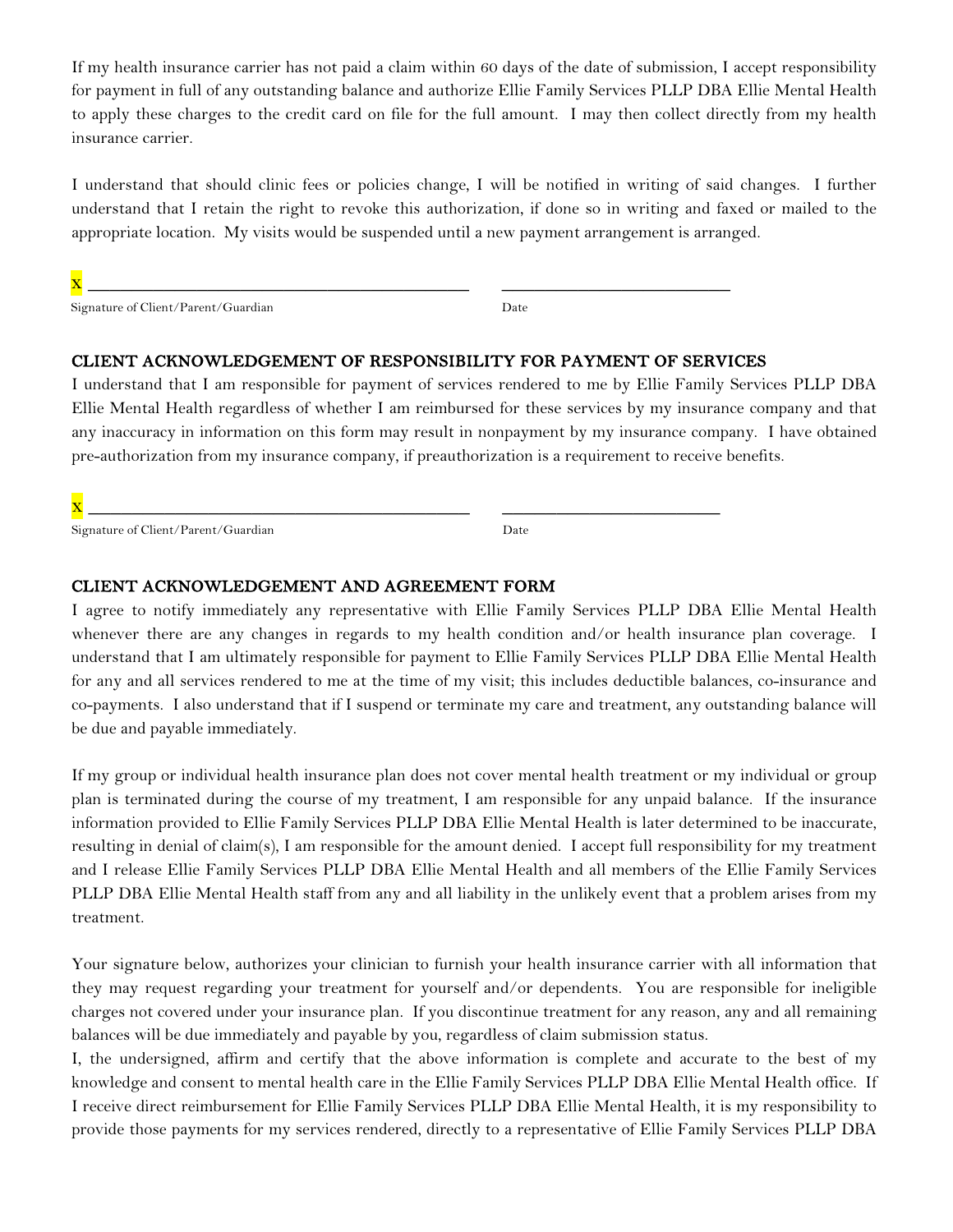If my health insurance carrier has not paid a claim within 60 days of the date of submission, I accept responsibility for payment in full of any outstanding balance and authorize Ellie Family Services PLLP DBA Ellie Mental Health to apply these charges to the credit card on file for the full amount. I may then collect directly from my health insurance carrier.

I understand that should clinic fees or policies change, I will be notified in writing of said changes. I further understand that I retain the right to revoke this authorization, if done so in writing and faxed or mailed to the appropriate location. My visits would be suspended until a new payment arrangement is arranged.

x ___________________________________________ ___________________________

Signature of Client/Parent/Guardian Date

## CLIENT ACKNOWLEDGEMENT OF RESPONSIBILITY FOR PAYMENT OF SERVICES

I understand that I am responsible for payment of services rendered to me by Ellie Family Services PLLP DBA Ellie Mental Health regardless of whether I am reimbursed for these services by my insurance company and that any inaccuracy in information on this form may result in nonpayment by my insurance company. I have obtained pre-authorization from my insurance company, if preauthorization is a requirement to receive benefits.

x ___________________________________________ ___________________________

Signature of Client/Parent/Guardian Date

## CLIENT ACKNOWLEDGEMENT AND AGREEMENT FORM

I agree to notify immediately any representative with Ellie Family Services PLLP DBA Ellie Mental Health whenever there are any changes in regards to my health condition and/or health insurance plan coverage. I understand that I am ultimately responsible for payment to Ellie Family Services PLLP DBA Ellie Mental Health for any and all services rendered to me at the time of my visit; this includes deductible balances, co-insurance and co-payments. I also understand that if I suspend or terminate my care and treatment, any outstanding balance will be due and payable immediately.

If my group or individual health insurance plan does not cover mental health treatment or my individual or group plan is terminated during the course of my treatment, I am responsible for any unpaid balance. If the insurance information provided to Ellie Family Services PLLP DBA Ellie Mental Health is later determined to be inaccurate, resulting in denial of claim(s), I am responsible for the amount denied. I accept full responsibility for my treatment and I release Ellie Family Services PLLP DBA Ellie Mental Health and all members of the Ellie Family Services PLLP DBA Ellie Mental Health staff from any and all liability in the unlikely event that a problem arises from my treatment.

Your signature below, authorizes your clinician to furnish your health insurance carrier with all information that they may request regarding your treatment for yourself and/or dependents. You are responsible for ineligible charges not covered under your insurance plan. If you discontinue treatment for any reason, any and all remaining balances will be due immediately and payable by you, regardless of claim submission status.

I, the undersigned, affirm and certify that the above information is complete and accurate to the best of my knowledge and consent to mental health care in the Ellie Family Services PLLP DBA Ellie Mental Health office. If I receive direct reimbursement for Ellie Family Services PLLP DBA Ellie Mental Health, it is my responsibility to provide those payments for my services rendered, directly to a representative of Ellie Family Services PLLP DBA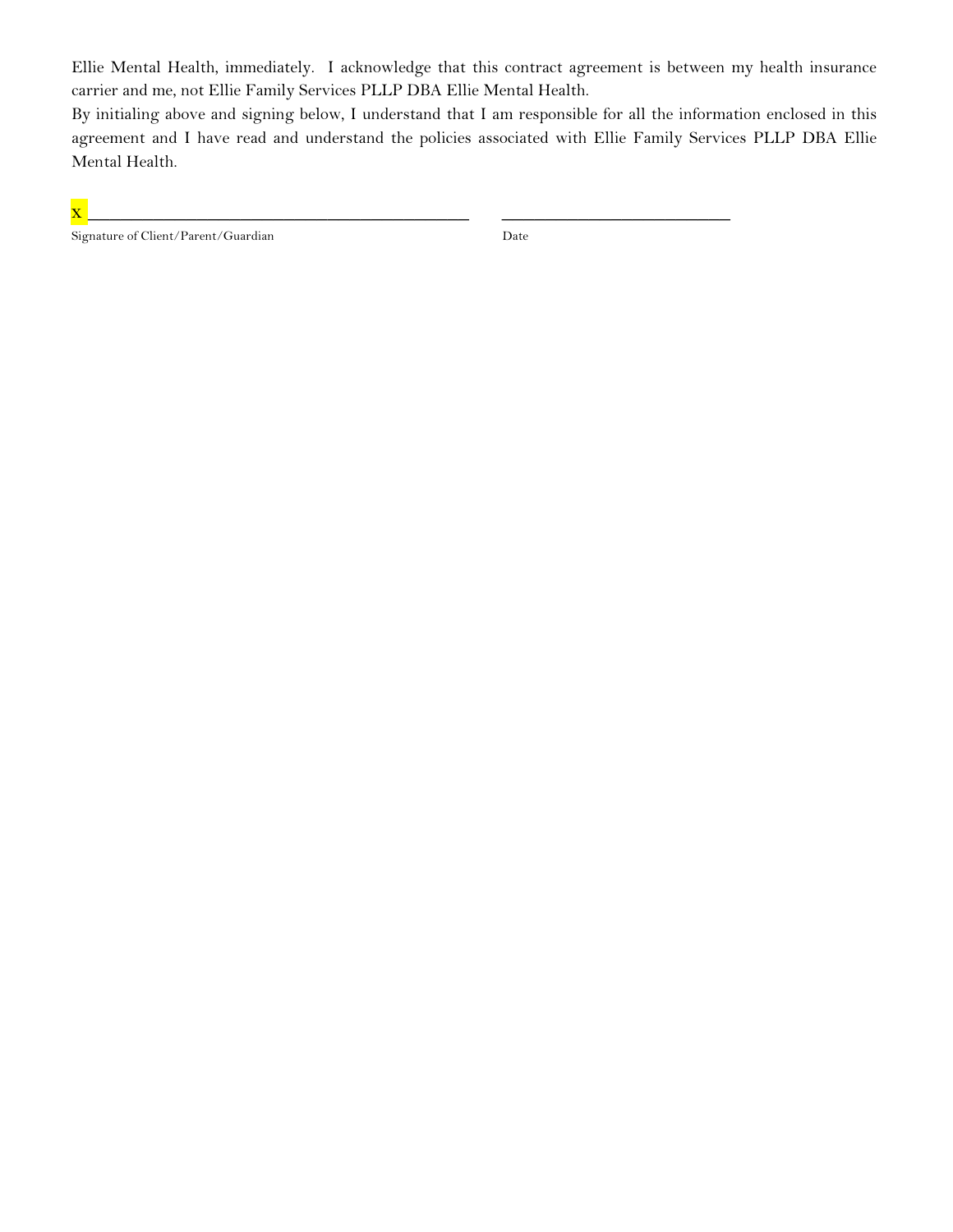Ellie Mental Health, immediately. I acknowledge that this contract agreement is between my health insurance carrier and me, not Ellie Family Services PLLP DBA Ellie Mental Health.

By initialing above and signing below, I understand that I am responsible for all the information enclosed in this agreement and I have read and understand the policies associated with Ellie Family Services PLLP DBA Ellie Mental Health.

x ______________________________________________ ___________________________

Signature of Client/Parent/Guardian Date